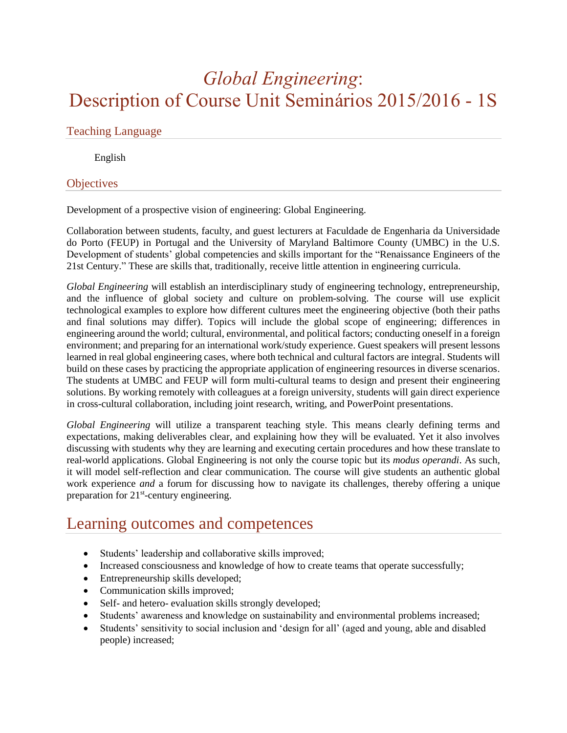# *Global Engineering*: Description of Course Unit Seminários 2015/2016 - 1S

## Teaching Language

English

## Objectives

Development of a prospective vision of engineering: Global Engineering.

Collaboration between students, faculty, and guest lecturers at Faculdade de Engenharia da Universidade do Porto (FEUP) in Portugal and the University of Maryland Baltimore County (UMBC) in the U.S. Development of students' global competencies and skills important for the "Renaissance Engineers of the 21st Century." These are skills that, traditionally, receive little attention in engineering curricula.

*Global Engineering* will establish an interdisciplinary study of engineering technology, entrepreneurship, and the influence of global society and culture on problem-solving. The course will use explicit technological examples to explore how different cultures meet the engineering objective (both their paths and final solutions may differ). Topics will include the global scope of engineering; differences in engineering around the world; cultural, environmental, and political factors; conducting oneself in a foreign environment; and preparing for an international work/study experience. Guest speakers will present lessons learned in real global engineering cases, where both technical and cultural factors are integral. Students will build on these cases by practicing the appropriate application of engineering resources in diverse scenarios. The students at UMBC and FEUP will form multi-cultural teams to design and present their engineering solutions. By working remotely with colleagues at a foreign university, students will gain direct experience in cross-cultural collaboration, including joint research, writing, and PowerPoint presentations.

*Global Engineering* will utilize a transparent teaching style. This means clearly defining terms and expectations, making deliverables clear, and explaining how they will be evaluated. Yet it also involves discussing with students why they are learning and executing certain procedures and how these translate to real-world applications. Global Engineering is not only the course topic but its *modus operandi*. As such, it will model self-reflection and clear communication. The course will give students an authentic global work experience *and* a forum for discussing how to navigate its challenges, thereby offering a unique preparation for 21st-century engineering.

# Learning outcomes and competences

- Students' leadership and collaborative skills improved;
- Increased consciousness and knowledge of how to create teams that operate successfully;
- Entrepreneurship skills developed;
- Communication skills improved;
- Self- and hetero- evaluation skills strongly developed;
- Students' awareness and knowledge on sustainability and environmental problems increased;
- Students' sensitivity to social inclusion and 'design for all' (aged and young, able and disabled people) increased;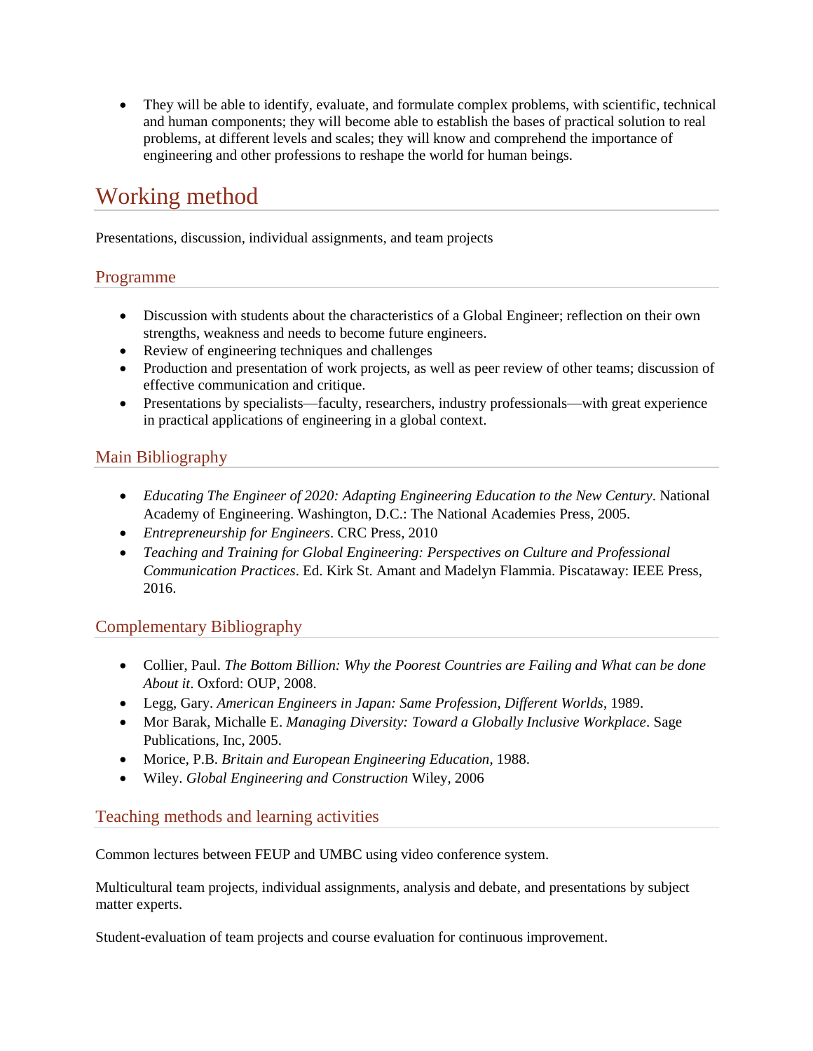- They will be able to identify, evaluate, and formulate complex problems, with scientific, technical and human components; they will become able to establish the bases of practical solution to real problems, at different levels and scales; they will know and comprehend the importance of engineering and other professions to reshape the world for human beings.

# Working method

Presentations, discussion, individual assignments, and team projects

## Programme

- Discussion with students about the characteristics of a Global Engineer; reflection on their own strengths, weakness and needs to become future engineers.
- Review of engineering techniques and challenges
- Production and presentation of work projects, as well as peer review of other teams; discussion of effective communication and critique.
- Presentations by specialists—faculty, researchers, industry professionals—with great experience in practical applications of engineering in a global context.

## Main Bibliography

- *Educating The Engineer of 2020: Adapting Engineering Education to the New Century*. National Academy of Engineering. Washington, D.C.: The National Academies Press, 2005.
- *Entrepreneurship for Engineers*. CRC Press, 2010
- *Teaching and Training for Global Engineering: Perspectives on Culture and Professional Communication Practices*. Ed. Kirk St. Amant and Madelyn Flammia. Piscataway: IEEE Press, 2016.

## Complementary Bibliography

- Collier, Paul. *The Bottom Billion: Why the Poorest Countries are Failing and What can be done About it*. Oxford: OUP, 2008.
- Legg, Gary. *American Engineers in Japan: Same Profession, Different Worlds*, 1989.
- Mor Barak, Michalle E. *Managing Diversity: Toward a Globally Inclusive Workplace*. Sage Publications, Inc, 2005.
- Morice, P.B. *Britain and European Engineering Education*, 1988.
- Wiley. *Global Engineering and Construction* Wiley, 2006

## Teaching methods and learning activities

Common lectures between FEUP and UMBC using video conference system.

Multicultural team projects, individual assignments, analysis and debate, and presentations by subject matter experts.

Student-evaluation of team projects and course evaluation for continuous improvement.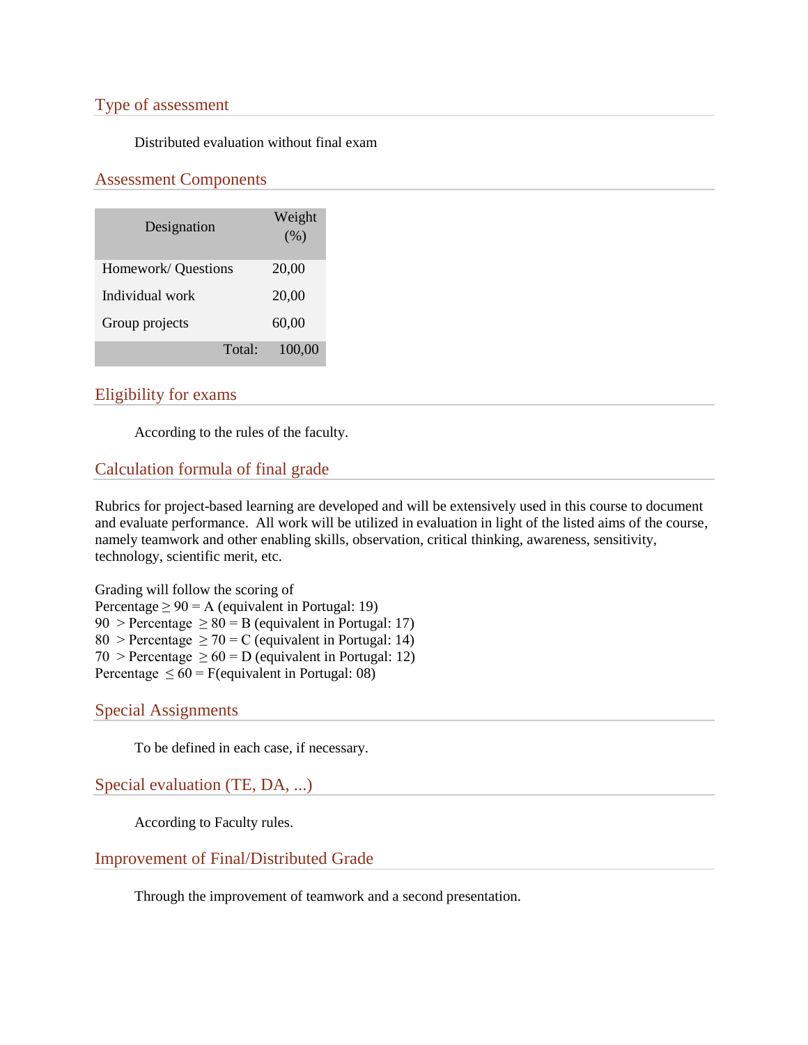## Type of assessment

Distributed evaluation without final exam

## Assessment Components

| Designation | Weight (%) |
|---|---|
| Homework/ Questions | 20,00 |
| Individual work | 20,00 |
| Group projects | 60,00 |
| Total: | 100,00 |

## Eligibility for exams

According to the rules of the faculty.

## Calculation formula of final grade

Rubrics for project-based learning are developed and will be extensively used in this course to document and evaluate performance. All work will be utilized in evaluation in light of the listed aims of the course, namely teamwork and other enabling skills, observation, critical thinking, awareness, sensitivity, technology, scientific merit, etc.

Grading will follow the scoring of
Percentage ≥ 90 = A (equivalent in Portugal: 19)
90 > Percentage ≥ 80 = B (equivalent in Portugal: 17)
80 > Percentage ≥ 70 = C (equivalent in Portugal: 14)
70 > Percentage ≥ 60 = D (equivalent in Portugal: 12)
Percentage ≤ 60 = F(equivalent in Portugal: 08)

## Special Assignments

To be defined in each case, if necessary.

## Special evaluation (TE, DA, ...)

According to Faculty rules.

## Improvement of Final/Distributed Grade

Through the improvement of teamwork and a second presentation.